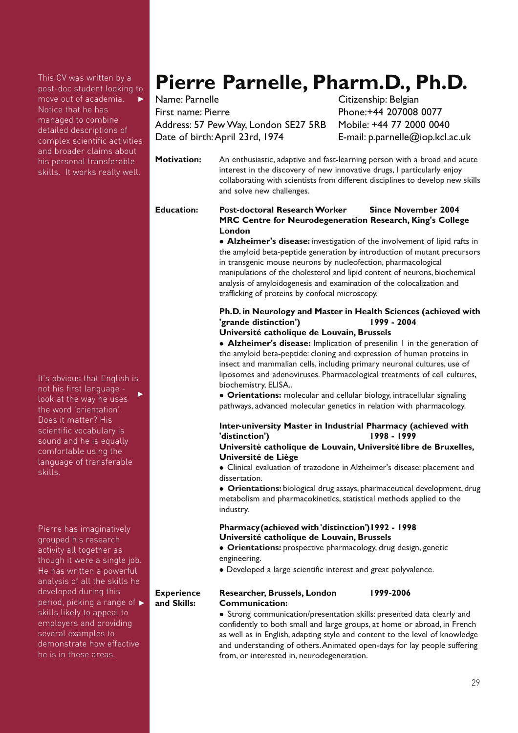This CV was written by a post-doc student looking to move out of academia. Notice that he has managed to combine detailed descriptions of complex scientific activities and broader claims about his personal transferable skills. It works really well.

# Pierre Parnelle, Pharm.D., Ph.D.

Name: Parnelle
First name: Pierre
Address: 57 Pew Way, London SE27 5RB
Date of birth: April 23rd, 1974

Citizenship: Belgian
Phone: +44 207008 0077
Mobile: +44 77 2000 0040
E-mail: p.parnelle@iop.kcl.ac.uk

**Motivation:** An enthusiastic, adaptive and fast-learning person with a broad and acute interest in the discovery of new innovative drugs, I particularly enjoy collaborating with scientists from different disciplines to develop new skills and solve new challenges.

**Education:**

**Post-doctoral Research Worker — Since November 2004**
**MRC Centre for Neurodegeneration Research, King's College London**

- **Alzheimer's disease:** investigation of the involvement of lipid rafts in the amyloid beta-peptide generation by introduction of mutant precursors in transgenic mouse neurons by nucleofection, pharmacological manipulations of the cholesterol and lipid content of neurons, biochemical analysis of amyloidogenesis and examination of the colocalization and trafficking of proteins by confocal microscopy.

**Ph.D. in Neurology and Master in Health Sciences (achieved with 'grande distinction') — 1999 - 2004**
**Université catholique de Louvain, Brussels**

- **Alzheimer's disease:** Implication of presenilin 1 in the generation of the amyloid beta-peptide: cloning and expression of human proteins in insect and mammalian cells, including primary neuronal cultures, use of liposomes and adenoviruses. Pharmacological treatments of cell cultures, biochemistry, ELISA..
- **Orientations:** molecular and cellular biology, intracellular signaling pathways, advanced molecular genetics in relation with pharmacology.

It's obvious that English is not his first language - look at the way he uses the word 'orientation'. Does it matter? His scientific vocabulary is sound and he is equally comfortable using the language of transferable skills.

**Inter-university Master in Industrial Pharmacy (achieved with 'distinction') — 1998 - 1999**
**Université catholique de Louvain, Université libre de Bruxelles, Université de Liège**

- Clinical evaluation of trazodone in Alzheimer's disease: placement and dissertation.
- **Orientations:** biological drug assays, pharmaceutical development, drug metabolism and pharmacokinetics, statistical methods applied to the industry.

**Pharmacy (achieved with 'distinction') 1992 - 1998**
**Université catholique de Louvain, Brussels**

- **Orientations:** prospective pharmacology, drug design, genetic engineering.
- Developed a large scientific interest and great polyvalence.

Pierre has imaginatively grouped his research activity all together as though it were a single job. He has written a powerful analysis of all the skills he developed during this period, picking a range of skills likely to appeal to employers and providing several examples to demonstrate how effective he is in these areas.

**Experience and Skills:**

**Researcher, Brussels, London — 1999-2006**

**Communication:**

- Strong communication/presentation skills: presented data clearly and confidently to both small and large groups, at home or abroad, in French as well as in English, adapting style and content to the level of knowledge and understanding of others. Animated open-days for lay people suffering from, or interested in, neurodegeneration.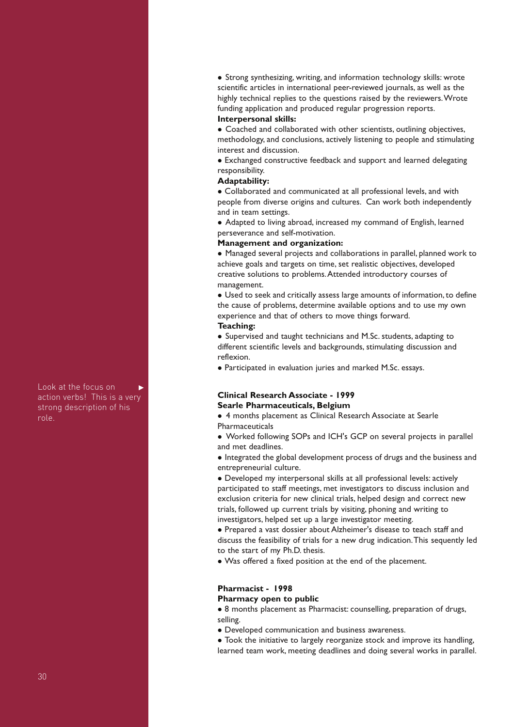- Strong synthesizing, writing, and information technology skills: wrote scientific articles in international peer-reviewed journals, as well as the highly technical replies to the questions raised by the reviewers. Wrote funding application and produced regular progression reports.

**Interpersonal skills:**

- Coached and collaborated with other scientists, outlining objectives, methodology, and conclusions, actively listening to people and stimulating interest and discussion.
- Exchanged constructive feedback and support and learned delegating responsibility.

**Adaptability:**

- Collaborated and communicated at all professional levels, and with people from diverse origins and cultures. Can work both independently and in team settings.
- Adapted to living abroad, increased my command of English, learned perseverance and self-motivation.

**Management and organization:**

- Managed several projects and collaborations in parallel, planned work to achieve goals and targets on time, set realistic objectives, developed creative solutions to problems. Attended introductory courses of management.
- Used to seek and critically assess large amounts of information, to define the cause of problems, determine available options and to use my own experience and that of others to move things forward.

**Teaching:**

- Supervised and taught technicians and M.Sc. students, adapting to different scientific levels and backgrounds, stimulating discussion and reflexion.
- Participated in evaluation juries and marked M.Sc. essays.

Look at the focus on action verbs! This is a very strong description of his role.

**Clinical Research Associate - 1999**
**Searle Pharmaceuticals, Belgium**

- 4 months placement as Clinical Research Associate at Searle Pharmaceuticals
- Worked following SOPs and ICH's GCP on several projects in parallel and met deadlines.
- Integrated the global development process of drugs and the business and entrepreneurial culture.
- Developed my interpersonal skills at all professional levels: actively participated to staff meetings, met investigators to discuss inclusion and exclusion criteria for new clinical trials, helped design and correct new trials, followed up current trials by visiting, phoning and writing to investigators, helped set up a large investigator meeting.
- Prepared a vast dossier about Alzheimer's disease to teach staff and discuss the feasibility of trials for a new drug indication. This sequently led to the start of my Ph.D. thesis.
- Was offered a fixed position at the end of the placement.

**Pharmacist - 1998**
**Pharmacy open to public**

- 8 months placement as Pharmacist: counselling, preparation of drugs, selling.
- Developed communication and business awareness.
- Took the initiative to largely reorganize stock and improve its handling, learned team work, meeting deadlines and doing several works in parallel.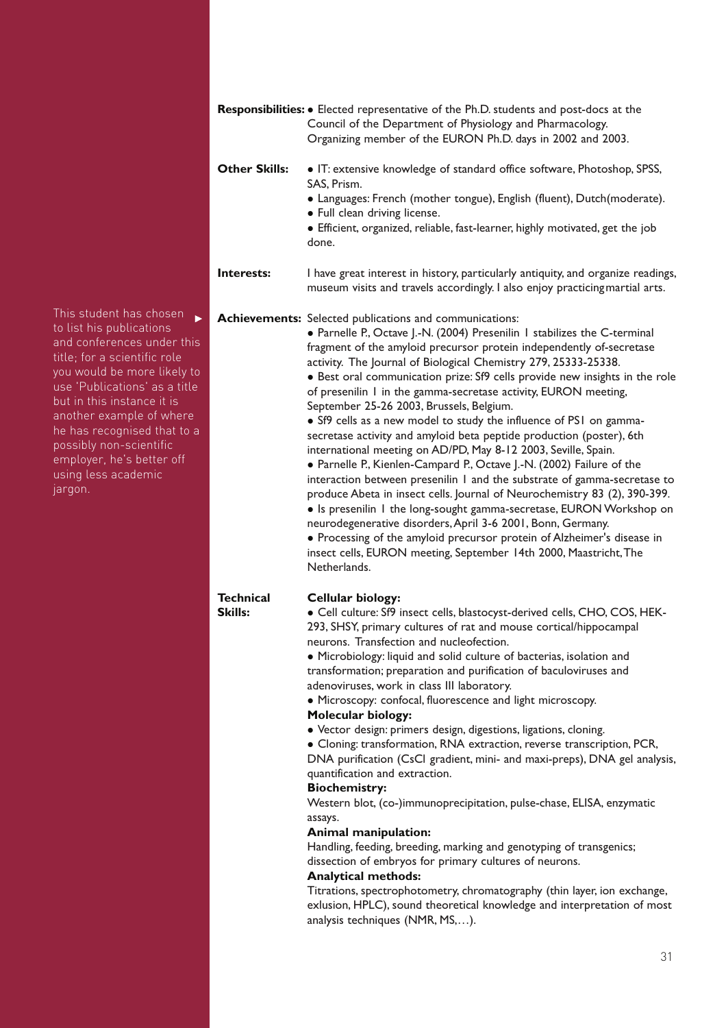This student has chosen to list his publications and conferences under this title; for a scientific role you would be more likely to use 'Publications' as a title but in this instance it is another example of where he has recognised that to a possibly non-scientific employer, he's better off using less academic jargon.

**Responsibilities:**
- Elected representative of the Ph.D. students and post-docs at the Council of the Department of Physiology and Pharmacology. Organizing member of the EURON Ph.D. days in 2002 and 2003.

**Other Skills:**
- IT: extensive knowledge of standard office software, Photoshop, SPSS, SAS, Prism.
- Languages: French (mother tongue), English (fluent), Dutch(moderate).
- Full clean driving license.
- Efficient, organized, reliable, fast-learner, highly motivated, get the job done.

**Interests:** I have great interest in history, particularly antiquity, and organize readings, museum visits and travels accordingly. I also enjoy practicing martial arts.

**Achievements:** Selected publications and communications:
- Parnelle P., Octave J.-N. (2004) Presenilin 1 stabilizes the C-terminal fragment of the amyloid precursor protein independently of-secretase activity. The Journal of Biological Chemistry 279, 25333-25338.
- Best oral communication prize: Sf9 cells provide new insights in the role of presenilin 1 in the gamma-secretase activity, EURON meeting, September 25-26 2003, Brussels, Belgium.
- Sf9 cells as a new model to study the influence of PS1 on gamma-secretase activity and amyloid beta peptide production (poster), 6th international meeting on AD/PD, May 8-12 2003, Seville, Spain.
- Parnelle P., Kienlen-Campard P., Octave J.-N. (2002) Failure of the interaction between presenilin 1 and the substrate of gamma-secretase to produce Abeta in insect cells. Journal of Neurochemistry 83 (2), 390-399.
- Is presenilin 1 the long-sought gamma-secretase, EURON Workshop on neurodegenerative disorders, April 3-6 2001, Bonn, Germany.
- Processing of the amyloid precursor protein of Alzheimer's disease in insect cells, EURON meeting, September 14th 2000, Maastricht, The Netherlands.

**Technical Skills:**

**Cellular biology:**
- Cell culture: Sf9 insect cells, blastocyst-derived cells, CHO, COS, HEK-293, SHSY, primary cultures of rat and mouse cortical/hippocampal neurons. Transfection and nucleofection.
- Microbiology: liquid and solid culture of bacterias, isolation and transformation; preparation and purification of baculoviruses and adenoviruses, work in class III laboratory.
- Microscopy: confocal, fluorescence and light microscopy.

**Molecular biology:**
- Vector design: primers design, digestions, ligations, cloning.
- Cloning: transformation, RNA extraction, reverse transcription, PCR, DNA purification (CsCl gradient, mini- and maxi-preps), DNA gel analysis, quantification and extraction.

**Biochemistry:**
Western blot, (co-)immunoprecipitation, pulse-chase, ELISA, enzymatic assays.

**Animal manipulation:**
Handling, feeding, breeding, marking and genotyping of transgenics; dissection of embryos for primary cultures of neurons.

**Analytical methods:**
Titrations, spectrophotometry, chromatography (thin layer, ion exchange, exlusion, HPLC), sound theoretical knowledge and interpretation of most analysis techniques (NMR, MS,…).